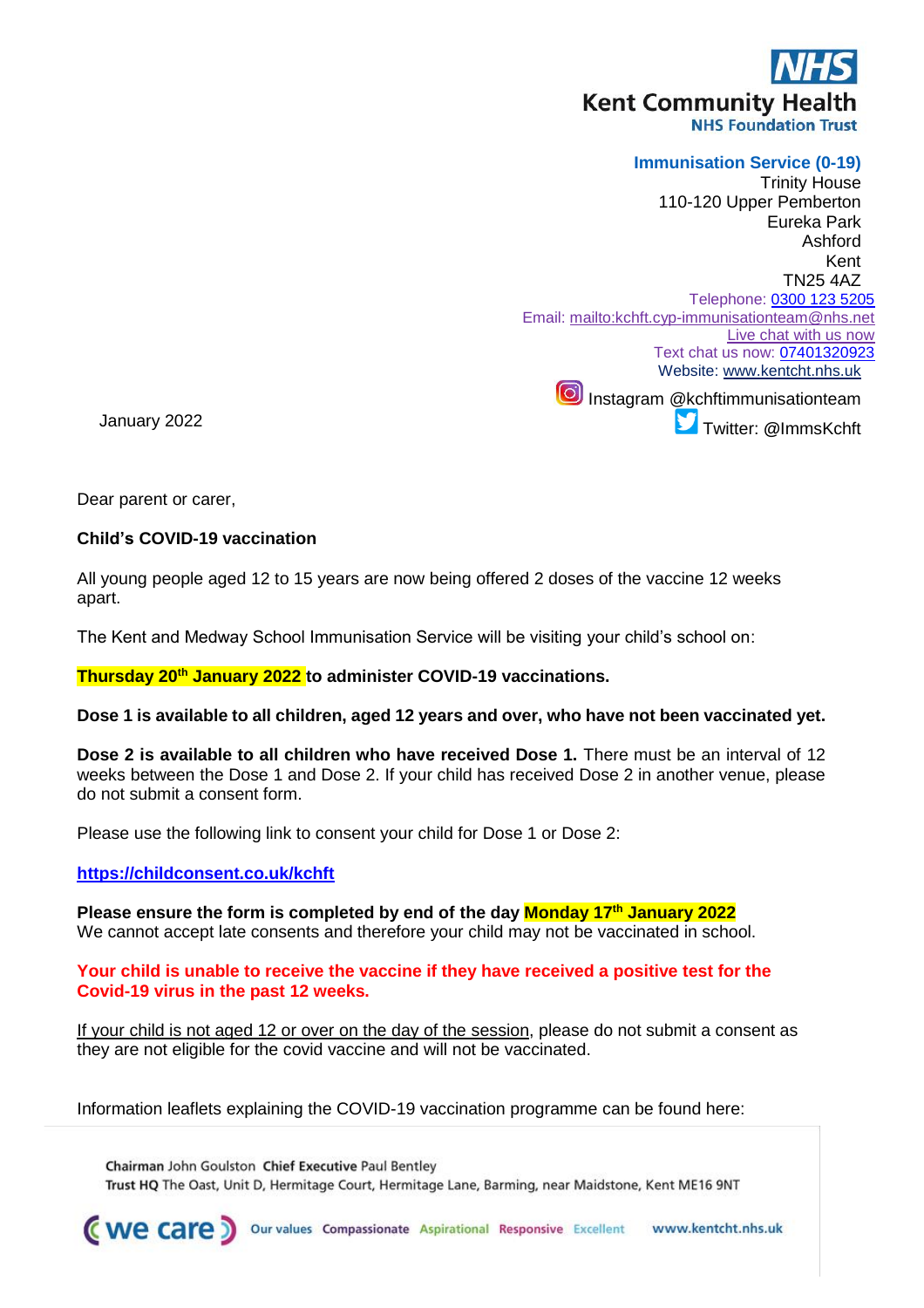NHS
Kent Community Health
NHS Foundation Trust

**Immunisation Service (0-19)**
Trinity House
110-120 Upper Pemberton
Eureka Park
Ashford
Kent
TN25 4AZ
Telephone: 0300 123 5205
Email: mailto:kchft.cyp-immunisationteam@nhs.net
Live chat with us now
Text chat us now: 07401320923
Website: www.kentcht.nhs.uk
Instagram @kchftimmunisationteam
Twitter: @ImmsKchft

January 2022

Dear parent or carer,

**Child's COVID-19 vaccination**

All young people aged 12 to 15 years are now being offered 2 doses of the vaccine 12 weeks apart.

The Kent and Medway School Immunisation Service will be visiting your child's school on:

**Thursday 20th January 2022 to administer COVID-19 vaccinations.**

**Dose 1 is available to all children, aged 12 years and over, who have not been vaccinated yet.**

**Dose 2 is available to all children who have received Dose 1.** There must be an interval of 12 weeks between the Dose 1 and Dose 2. If your child has received Dose 2 in another venue, please do not submit a consent form.

Please use the following link to consent your child for Dose 1 or Dose 2:

**https://childconsent.co.uk/kchft**

**Please ensure the form is completed by end of the day Monday 17th January 2022**
We cannot accept late consents and therefore your child may not be vaccinated in school.

**Your child is unable to receive the vaccine if they have received a positive test for the Covid-19 virus in the past 12 weeks.**

If your child is not aged 12 or over on the day of the session, please do not submit a consent as they are not eligible for the covid vaccine and will not be vaccinated.

Information leaflets explaining the COVID-19 vaccination programme can be found here:

**Chairman** John Goulston **Chief Executive** Paul Bentley
**Trust HQ** The Oast, Unit D, Hermitage Court, Hermitage Lane, Barming, near Maidstone, Kent ME16 9NT

we care — Our values: Compassionate, Aspirational, Responsive, Excellent — www.kentcht.nhs.uk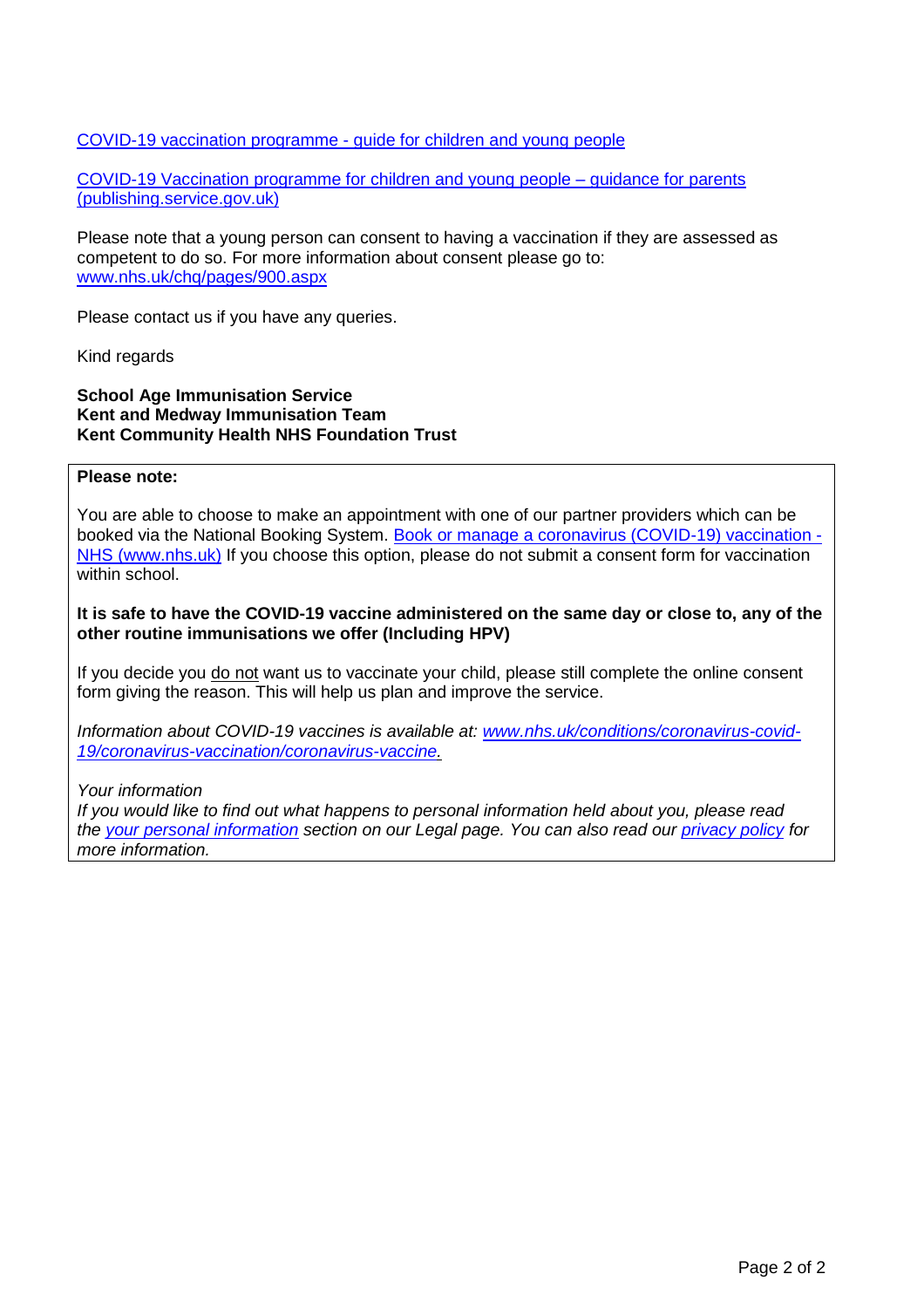COVID-19 vaccination programme - guide for children and young people

COVID-19 Vaccination programme for children and young people – guidance for parents (publishing.service.gov.uk)

Please note that a young person can consent to having a vaccination if they are assessed as competent to do so. For more information about consent please go to: www.nhs.uk/chq/pages/900.aspx

Please contact us if you have any queries.

Kind regards

**School Age Immunisation Service**
**Kent and Medway Immunisation Team**
**Kent Community Health NHS Foundation Trust**

**Please note:**

You are able to choose to make an appointment with one of our partner providers which can be booked via the National Booking System. Book or manage a coronavirus (COVID-19) vaccination - NHS (www.nhs.uk) If you choose this option, please do not submit a consent form for vaccination within school.

**It is safe to have the COVID-19 vaccine administered on the same day or close to, any of the other routine immunisations we offer (Including HPV)**

If you decide you do not want us to vaccinate your child, please still complete the online consent form giving the reason. This will help us plan and improve the service.

*Information about COVID-19 vaccines is available at: www.nhs.uk/conditions/coronavirus-covid-19/coronavirus-vaccination/coronavirus-vaccine.*

*Your information*
*If you would like to find out what happens to personal information held about you, please read the your personal information section on our Legal page. You can also read our privacy policy for more information.*